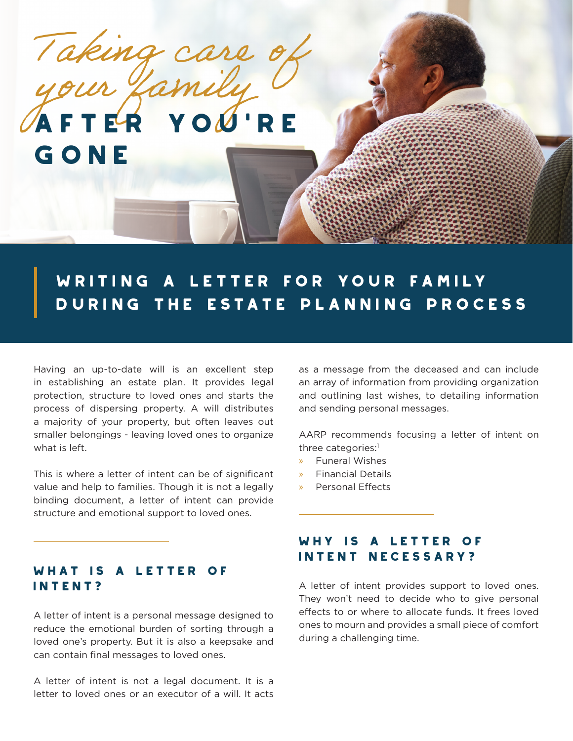# Taking care of your family AFTER YOU'RE GONE

## WRITING A LETTER FOR YOUR FAMILY DURING THE ESTATE PLANNING PROCESS

Having an up-to-date will is an excellent step in establishing an estate plan. It provides legal protection, structure to loved ones and starts the process of dispersing property. A will distributes a majority of your property, but often leaves out smaller belongings - leaving loved ones to organize what is left.

This is where a letter of intent can be of significant value and help to families. Though it is not a legally binding document, a letter of intent can provide structure and emotional support to loved ones.

### WHAT IS A LETTER OF INTENT?

A letter of intent is a personal message designed to reduce the emotional burden of sorting through a loved one's property. But it is also a keepsake and can contain final messages to loved ones.

A letter of intent is not a legal document. It is a letter to loved ones or an executor of a will. It acts as a message from the deceased and can include an array of information from providing organization and outlining last wishes, to detailing information and sending personal messages.

AARP recommends focusing a letter of intent on three categories:[1]

- Funeral Wishes
- Financial Details
- Personal Effects

### WHY IS A LETTER OF INTENT NECESSARY?

A letter of intent provides support to loved ones. They won't need to decide who to give personal effects to or where to allocate funds. It frees loved ones to mourn and provides a small piece of comfort during a challenging time.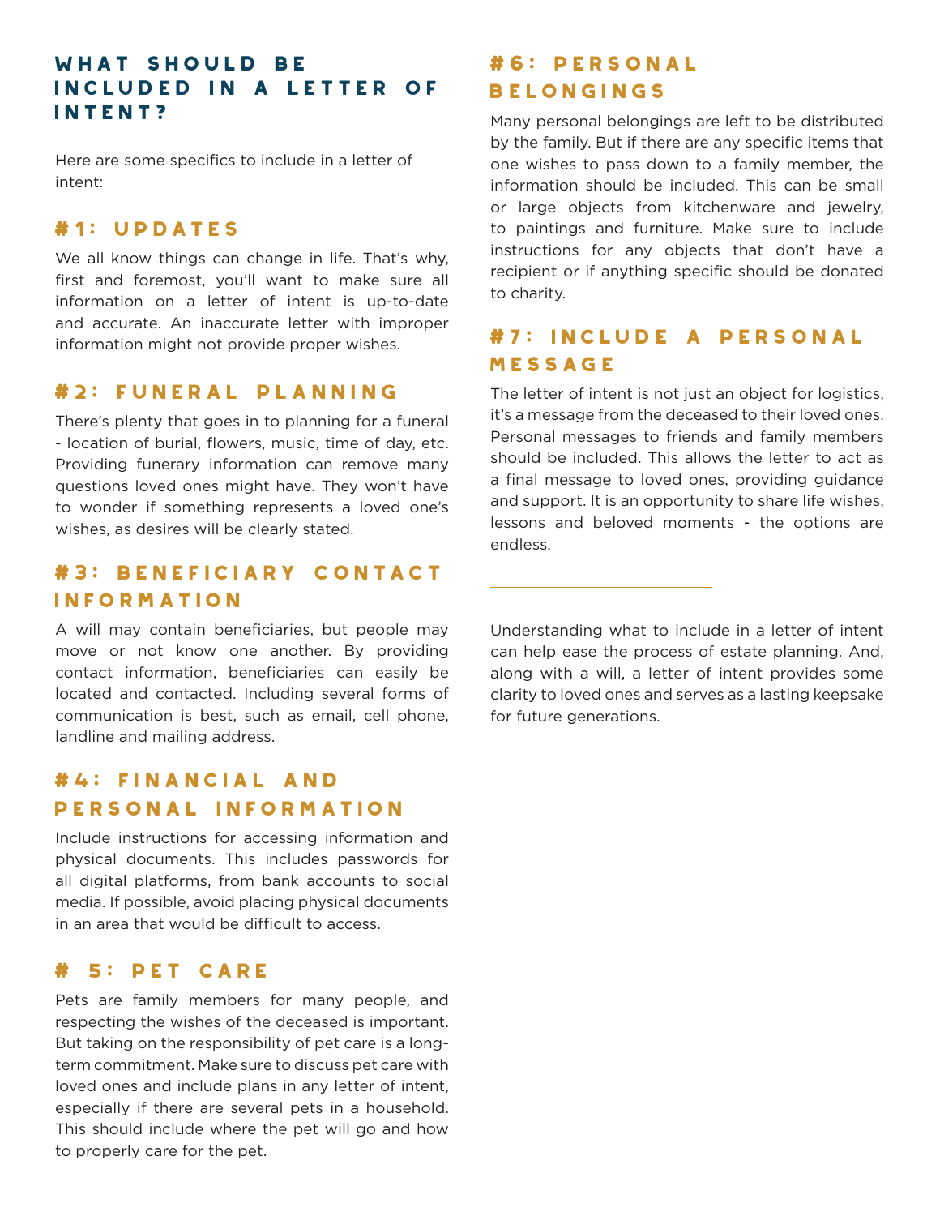# WHAT SHOULD BE INCLUDED IN A LETTER OF INTENT?

Here are some specifics to include in a letter of intent:

## #1: UPDATES

We all know things can change in life. That's why, first and foremost, you'll want to make sure all information on a letter of intent is up-to-date and accurate. An inaccurate letter with improper information might not provide proper wishes.

## #2: FUNERAL PLANNING

There's plenty that goes in to planning for a funeral - location of burial, flowers, music, time of day, etc. Providing funerary information can remove many questions loved ones might have. They won't have to wonder if something represents a loved one's wishes, as desires will be clearly stated.

## #3: BENEFICIARY CONTACT INFORMATION

A will may contain beneficiaries, but people may move or not know one another. By providing contact information, beneficiaries can easily be located and contacted. Including several forms of communication is best, such as email, cell phone, landline and mailing address.

## #4: FINANCIAL AND PERSONAL INFORMATION

Include instructions for accessing information and physical documents. This includes passwords for all digital platforms, from bank accounts to social media. If possible, avoid placing physical documents in an area that would be difficult to access.

## # 5: PET CARE

Pets are family members for many people, and respecting the wishes of the deceased is important. But taking on the responsibility of pet care is a long-term commitment. Make sure to discuss pet care with loved ones and include plans in any letter of intent, especially if there are several pets in a household. This should include where the pet will go and how to properly care for the pet.

## #6: PERSONAL BELONGINGS

Many personal belongings are left to be distributed by the family. But if there are any specific items that one wishes to pass down to a family member, the information should be included. This can be small or large objects from kitchenware and jewelry, to paintings and furniture. Make sure to include instructions for any objects that don't have a recipient or if anything specific should be donated to charity.

## #7: INCLUDE A PERSONAL MESSAGE

The letter of intent is not just an object for logistics, it's a message from the deceased to their loved ones. Personal messages to friends and family members should be included. This allows the letter to act as a final message to loved ones, providing guidance and support. It is an opportunity to share life wishes, lessons and beloved moments - the options are endless.

---

Understanding what to include in a letter of intent can help ease the process of estate planning. And, along with a will, a letter of intent provides some clarity to loved ones and serves as a lasting keepsake for future generations.